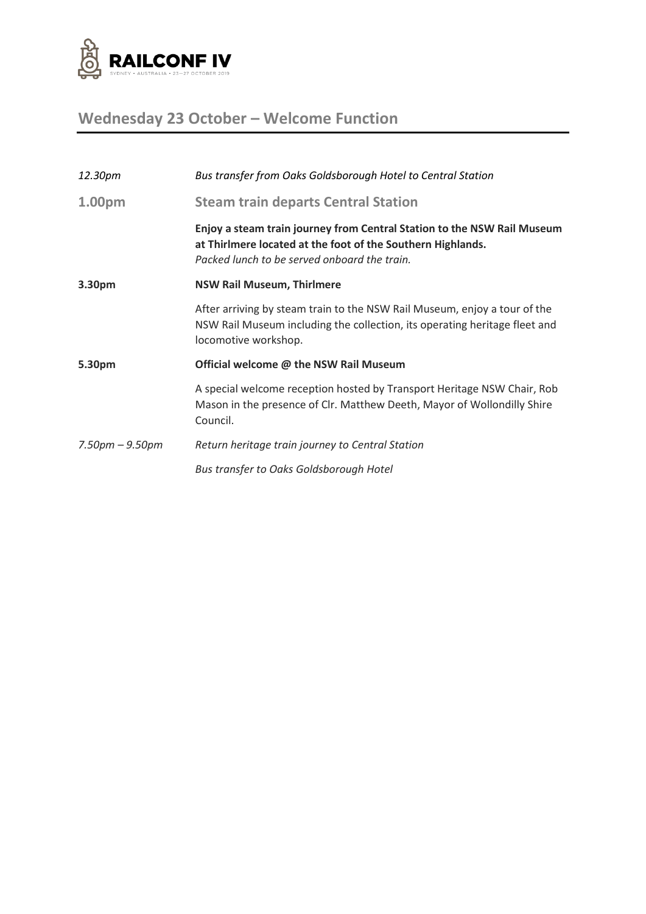RAILCONF IV

SYDNEY • AUSTRALIA • 23—27 OCTOBER 2019

## Wednesday 23 October – Welcome Function

| | |
|---|---|
| *12.30pm* | *Bus transfer from Oaks Goldsborough Hotel to Central Station* |
| **1.00pm** | **Steam train departs Central Station** |
| | **Enjoy a steam train journey from Central Station to the NSW Rail Museum at Thirlmere located at the foot of the Southern Highlands.** *Packed lunch to be served onboard the train.* |
| **3.30pm** | **NSW Rail Museum, Thirlmere** |
| | After arriving by steam train to the NSW Rail Museum, enjoy a tour of the NSW Rail Museum including the collection, its operating heritage fleet and locomotive workshop. |
| **5.30pm** | **Official welcome @ the NSW Rail Museum** |
| | A special welcome reception hosted by Transport Heritage NSW Chair, Rob Mason in the presence of Clr. Matthew Deeth, Mayor of Wollondilly Shire Council. |
| *7.50pm – 9.50pm* | *Return heritage train journey to Central Station* |
| | *Bus transfer to Oaks Goldsborough Hotel* |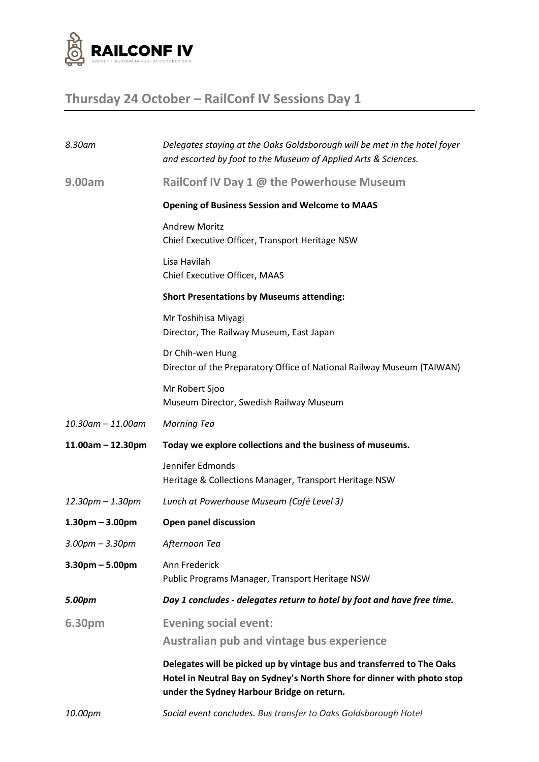## Thursday 24 October – RailConf IV Sessions Day 1

| | |
|---|---|
| *8.30am* | *Delegates staying at the Oaks Goldsborough will be met in the hotel foyer and escorted by foot to the Museum of Applied Arts & Sciences.* |
| **9.00am** | **RailConf IV Day 1 @ the Powerhouse Museum** |
| | **Opening of Business Session and Welcome to MAAS** |
| | Andrew Moritz<br>Chief Executive Officer, Transport Heritage NSW |
| | Lisa Havilah<br>Chief Executive Officer, MAAS |
| | **Short Presentations by Museums attending:** |
| | Mr Toshihisa Miyagi<br>Director, The Railway Museum, East Japan |
| | Dr Chih-wen Hung<br>Director of the Preparatory Office of National Railway Museum (TAIWAN) |
| | Mr Robert Sjoo<br>Museum Director, Swedish Railway Museum |
| *10.30am – 11.00am* | *Morning Tea* |
| **11.00am – 12.30pm** | **Today we explore collections and the business of museums.** |
| | Jennifer Edmonds<br>Heritage & Collections Manager, Transport Heritage NSW |
| *12.30pm – 1.30pm* | *Lunch at Powerhouse Museum (Café Level 3)* |
| **1.30pm – 3.00pm** | **Open panel discussion** |
| *3.00pm – 3.30pm* | *Afternoon Tea* |
| **3.30pm – 5.00pm** | Ann Frederick<br>Public Programs Manager, Transport Heritage NSW |
| ***5.00pm*** | ***Day 1 concludes - delegates return to hotel by foot and have free time.*** |
| **6.30pm** | **Evening social event:<br>Australian pub and vintage bus experience** |
| | **Delegates will be picked up by vintage bus and transferred to The Oaks Hotel in Neutral Bay on Sydney's North Shore for dinner with photo stop under the Sydney Harbour Bridge on return.** |
| *10.00pm* | *Social event concludes. Bus transfer to Oaks Goldsborough Hotel* |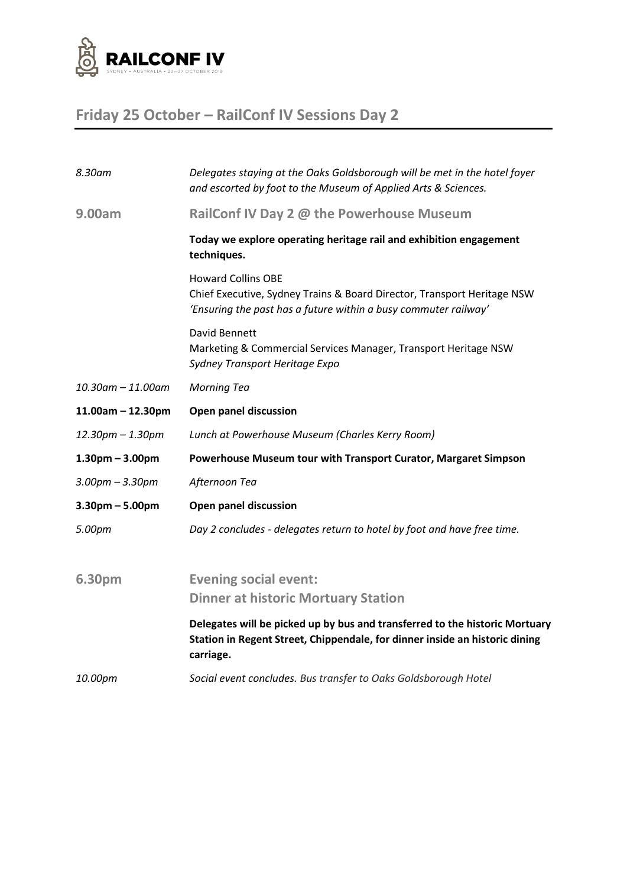## Friday 25 October – RailConf IV Sessions Day 2

| | |
|---|---|
| *8.30am* | *Delegates staying at the Oaks Goldsborough will be met in the hotel foyer and escorted by foot to the Museum of Applied Arts & Sciences.* |
| **9.00am** | **RailConf IV Day 2 @ the Powerhouse Museum** |
| | **Today we explore operating heritage rail and exhibition engagement techniques.** |
| | Howard Collins OBE<br>Chief Executive, Sydney Trains & Board Director, Transport Heritage NSW<br>*'Ensuring the past has a future within a busy commuter railway'* |
| | David Bennett<br>Marketing & Commercial Services Manager, Transport Heritage NSW<br>*Sydney Transport Heritage Expo* |
| *10.30am – 11.00am* | *Morning Tea* |
| **11.00am – 12.30pm** | **Open panel discussion** |
| *12.30pm – 1.30pm* | *Lunch at Powerhouse Museum (Charles Kerry Room)* |
| **1.30pm – 3.00pm** | **Powerhouse Museum tour with Transport Curator, Margaret Simpson** |
| *3.00pm – 3.30pm* | *Afternoon Tea* |
| **3.30pm – 5.00pm** | **Open panel discussion** |
| *5.00pm* | *Day 2 concludes - delegates return to hotel by foot and have free time.* |
| **6.30pm** | **Evening social event:<br>Dinner at historic Mortuary Station** |
| | **Delegates will be picked up by bus and transferred to the historic Mortuary Station in Regent Street, Chippendale, for dinner inside an historic dining carriage.** |
| *10.00pm* | *Social event concludes. Bus transfer to Oaks Goldsborough Hotel* |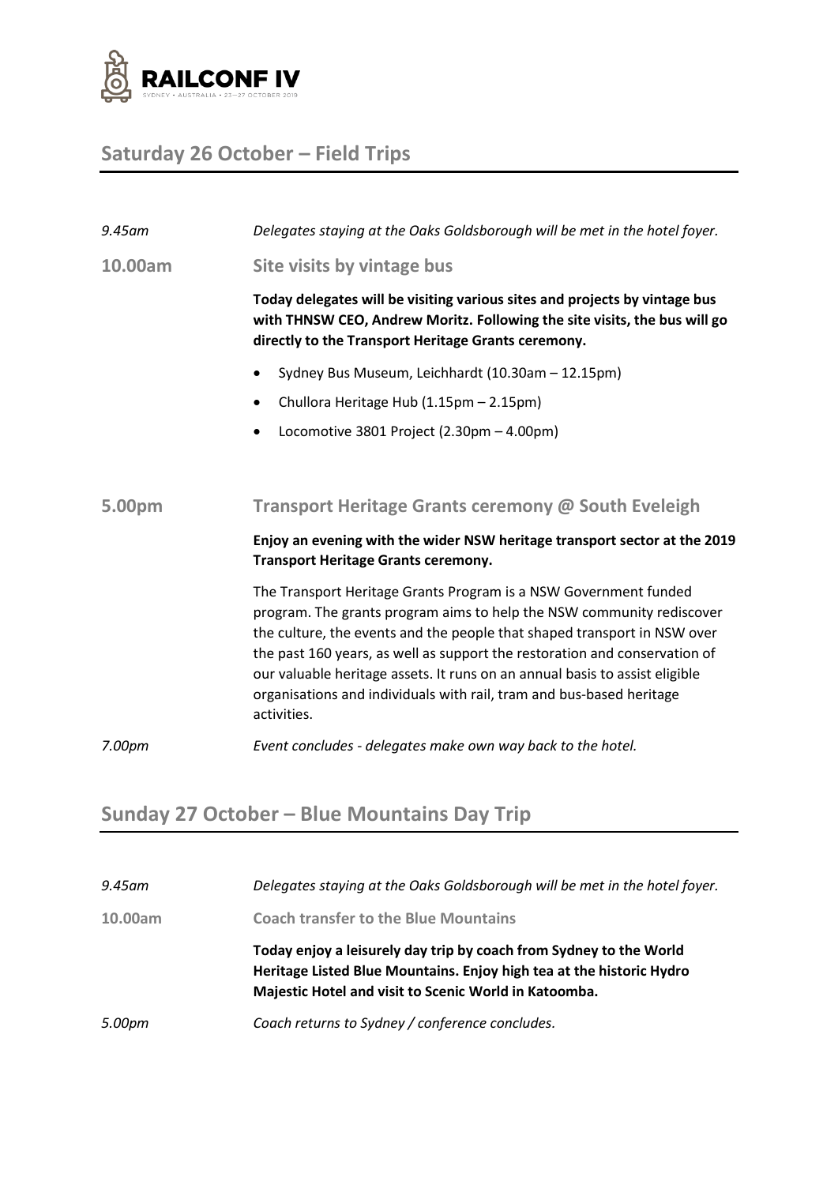## Saturday 26 October – Field Trips

*9.45am* — *Delegates staying at the Oaks Goldsborough will be met in the hotel foyer.*

### 10.00am — Site visits by vintage bus

**Today delegates will be visiting various sites and projects by vintage bus with THNSW CEO, Andrew Moritz. Following the site visits, the bus will go directly to the Transport Heritage Grants ceremony.**

- Sydney Bus Museum, Leichhardt (10.30am – 12.15pm)
- Chullora Heritage Hub (1.15pm – 2.15pm)
- Locomotive 3801 Project (2.30pm – 4.00pm)

### 5.00pm — Transport Heritage Grants ceremony @ South Eveleigh

**Enjoy an evening with the wider NSW heritage transport sector at the 2019 Transport Heritage Grants ceremony.**

The Transport Heritage Grants Program is a NSW Government funded program. The grants program aims to help the NSW community rediscover the culture, the events and the people that shaped transport in NSW over the past 160 years, as well as support the restoration and conservation of our valuable heritage assets. It runs on an annual basis to assist eligible organisations and individuals with rail, tram and bus-based heritage activities.

*7.00pm* — *Event concludes - delegates make own way back to the hotel.*

## Sunday 27 October – Blue Mountains Day Trip

*9.45am* — *Delegates staying at the Oaks Goldsborough will be met in the hotel foyer.*

### 10.00am — Coach transfer to the Blue Mountains

**Today enjoy a leisurely day trip by coach from Sydney to the World Heritage Listed Blue Mountains. Enjoy high tea at the historic Hydro Majestic Hotel and visit to Scenic World in Katoomba.**

*5.00pm* — *Coach returns to Sydney / conference concludes.*